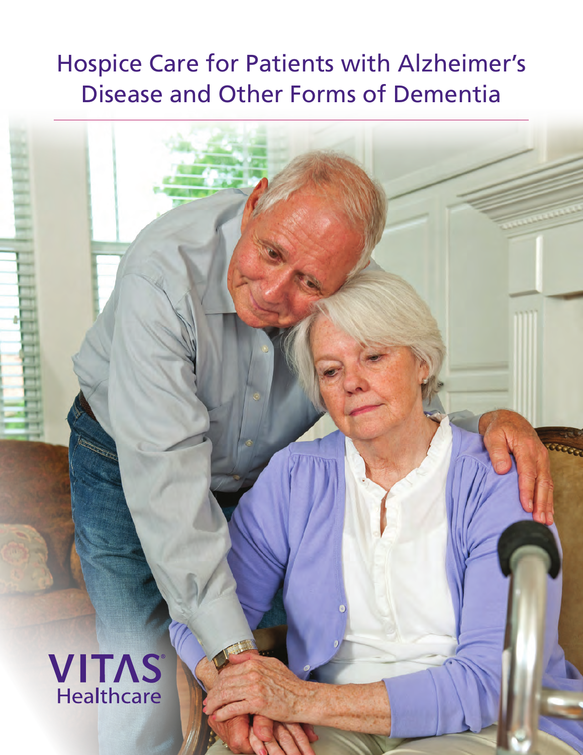# Hospice Care for Patients with Alzheimer's Disease and Other Forms of Dementia

VITAS® Healthcare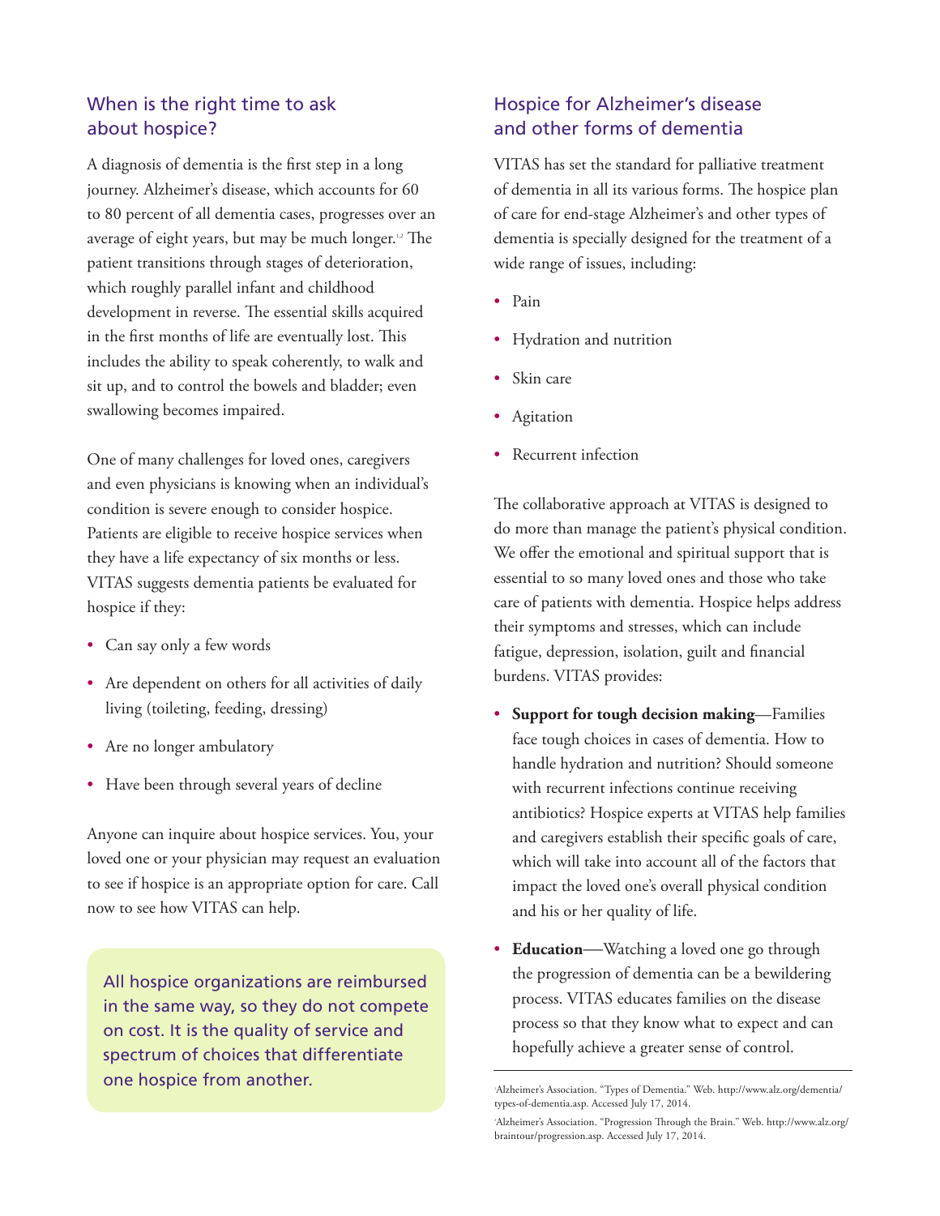## When is the right time to ask about hospice?

A diagnosis of dementia is the first step in a long journey. Alzheimer's disease, which accounts for 60 to 80 percent of all dementia cases, progresses over an average of eight years, but may be much longer.[1,2] The patient transitions through stages of deterioration, which roughly parallel infant and childhood development in reverse. The essential skills acquired in the first months of life are eventually lost. This includes the ability to speak coherently, to walk and sit up, and to control the bowels and bladder; even swallowing becomes impaired.

One of many challenges for loved ones, caregivers and even physicians is knowing when an individual's condition is severe enough to consider hospice. Patients are eligible to receive hospice services when they have a life expectancy of six months or less. VITAS suggests dementia patients be evaluated for hospice if they:

- Can say only a few words
- Are dependent on others for all activities of daily living (toileting, feeding, dressing)
- Are no longer ambulatory
- Have been through several years of decline

Anyone can inquire about hospice services. You, your loved one or your physician may request an evaluation to see if hospice is an appropriate option for care. Call now to see how VITAS can help.

All hospice organizations are reimbursed in the same way, so they do not compete on cost. It is the quality of service and spectrum of choices that differentiate one hospice from another.

## Hospice for Alzheimer's disease and other forms of dementia

VITAS has set the standard for palliative treatment of dementia in all its various forms. The hospice plan of care for end-stage Alzheimer's and other types of dementia is specially designed for the treatment of a wide range of issues, including:

- Pain
- Hydration and nutrition
- Skin care
- Agitation
- Recurrent infection

The collaborative approach at VITAS is designed to do more than manage the patient's physical condition. We offer the emotional and spiritual support that is essential to so many loved ones and those who take care of patients with dementia. Hospice helps address their symptoms and stresses, which can include fatigue, depression, isolation, guilt and financial burdens. VITAS provides:

- **Support for tough decision making**—Families face tough choices in cases of dementia. How to handle hydration and nutrition? Should someone with recurrent infections continue receiving antibiotics? Hospice experts at VITAS help families and caregivers establish their specific goals of care, which will take into account all of the factors that impact the loved one's overall physical condition and his or her quality of life.
- **Education**—Watching a loved one go through the progression of dementia can be a bewildering process. VITAS educates families on the disease process so that they know what to expect and can hopefully achieve a greater sense of control.

---

[1] Alzheimer's Association. "Types of Dementia." Web. http://www.alz.org/dementia/types-of-dementia.asp. Accessed July 17, 2014.

[2] Alzheimer's Association. "Progression Through the Brain." Web. http://www.alz.org/braintour/progression.asp. Accessed July 17, 2014.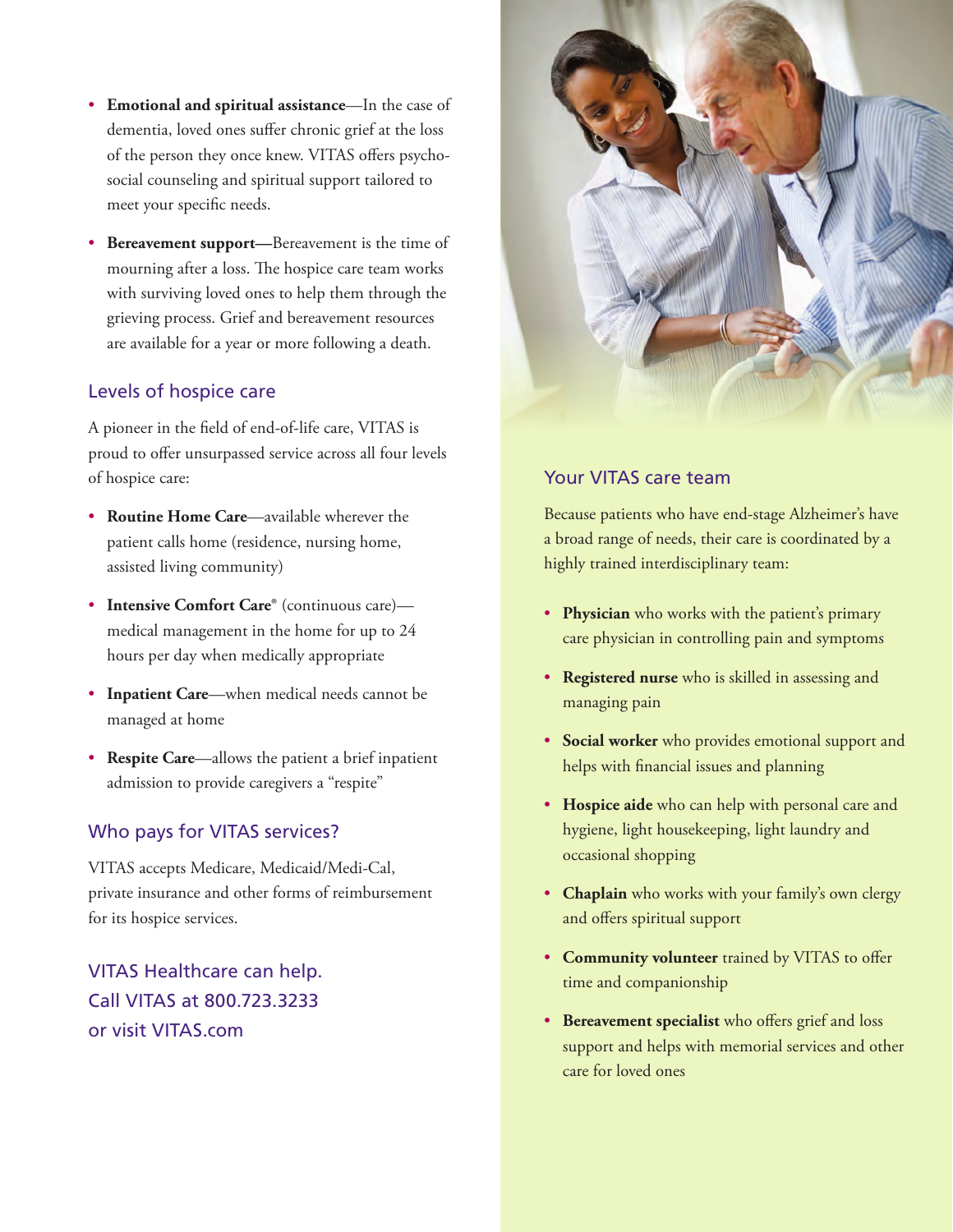- **Emotional and spiritual assistance**—In the case of dementia, loved ones suffer chronic grief at the loss of the person they once knew. VITAS offers psycho-social counseling and spiritual support tailored to meet your specific needs.

- **Bereavement support—**Bereavement is the time of mourning after a loss. The hospice care team works with surviving loved ones to help them through the grieving process. Grief and bereavement resources are available for a year or more following a death.

## Levels of hospice care

A pioneer in the field of end-of-life care, VITAS is proud to offer unsurpassed service across all four levels of hospice care:

- **Routine Home Care**—available wherever the patient calls home (residence, nursing home, assisted living community)

- **Intensive Comfort Care**® (continuous care)—medical management in the home for up to 24 hours per day when medically appropriate

- **Inpatient Care**—when medical needs cannot be managed at home

- **Respite Care**—allows the patient a brief inpatient admission to provide caregivers a "respite"

## Who pays for VITAS services?

VITAS accepts Medicare, Medicaid/Medi-Cal, private insurance and other forms of reimbursement for its hospice services.

VITAS Healthcare can help.
Call VITAS at 800.723.3233
or visit VITAS.com

## Your VITAS care team

Because patients who have end-stage Alzheimer's have a broad range of needs, their care is coordinated by a highly trained interdisciplinary team:

- **Physician** who works with the patient's primary care physician in controlling pain and symptoms

- **Registered nurse** who is skilled in assessing and managing pain

- **Social worker** who provides emotional support and helps with financial issues and planning

- **Hospice aide** who can help with personal care and hygiene, light housekeeping, light laundry and occasional shopping

- **Chaplain** who works with your family's own clergy and offers spiritual support

- **Community volunteer** trained by VITAS to offer time and companionship

- **Bereavement specialist** who offers grief and loss support and helps with memorial services and other care for loved ones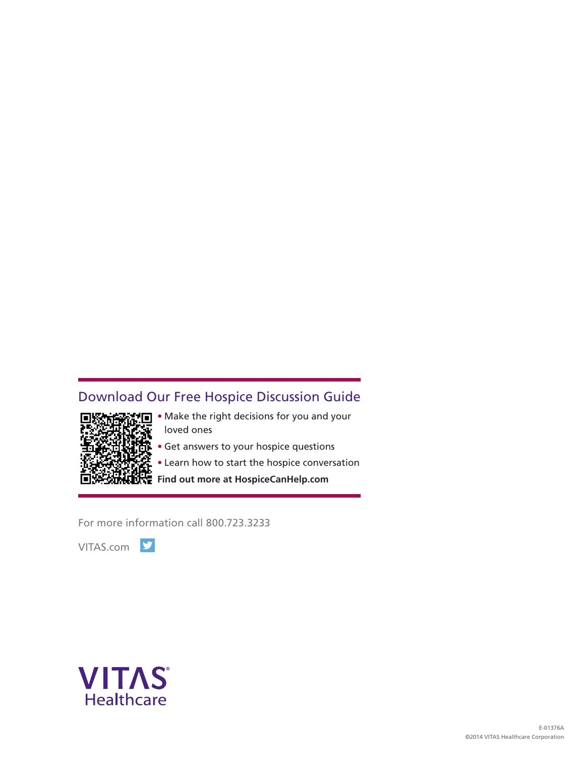## Download Our Free Hospice Discussion Guide

- Make the right decisions for you and your loved ones
- Get answers to your hospice questions
- Learn how to start the hospice conversation

**Find out more at HospiceCanHelp.com**

For more information call 800.723.3233

VITAS.com

VITAS® Healthcare

E-01376A
©2014 VITAS Healthcare Corporation